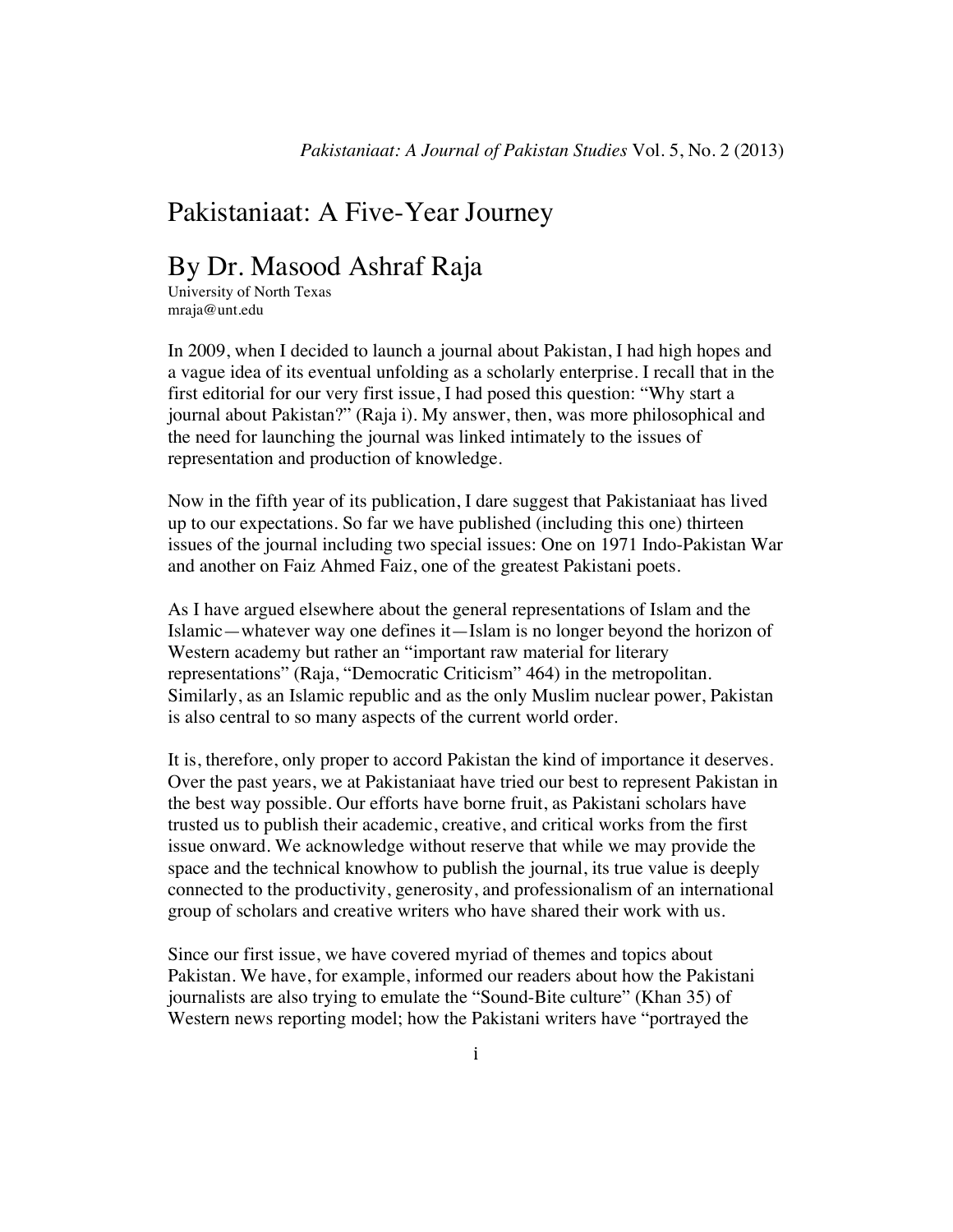# Pakistaniaat: A Five-Year Journey

## By Dr. Masood Ashraf Raja

University of North Texas
mraja@unt.edu

In 2009, when I decided to launch a journal about Pakistan, I had high hopes and a vague idea of its eventual unfolding as a scholarly enterprise. I recall that in the first editorial for our very first issue, I had posed this question: "Why start a journal about Pakistan?" (Raja i). My answer, then, was more philosophical and the need for launching the journal was linked intimately to the issues of representation and production of knowledge.

Now in the fifth year of its publication, I dare suggest that Pakistaniaat has lived up to our expectations. So far we have published (including this one) thirteen issues of the journal including two special issues: One on 1971 Indo-Pakistan War and another on Faiz Ahmed Faiz, one of the greatest Pakistani poets.

As I have argued elsewhere about the general representations of Islam and the Islamic—whatever way one defines it—Islam is no longer beyond the horizon of Western academy but rather an "important raw material for literary representations" (Raja, "Democratic Criticism" 464) in the metropolitan. Similarly, as an Islamic republic and as the only Muslim nuclear power, Pakistan is also central to so many aspects of the current world order.

It is, therefore, only proper to accord Pakistan the kind of importance it deserves. Over the past years, we at Pakistaniaat have tried our best to represent Pakistan in the best way possible. Our efforts have borne fruit, as Pakistani scholars have trusted us to publish their academic, creative, and critical works from the first issue onward. We acknowledge without reserve that while we may provide the space and the technical knowhow to publish the journal, its true value is deeply connected to the productivity, generosity, and professionalism of an international group of scholars and creative writers who have shared their work with us.

Since our first issue, we have covered myriad of themes and topics about Pakistan. We have, for example, informed our readers about how the Pakistani journalists are also trying to emulate the "Sound-Bite culture" (Khan 35) of Western news reporting model; how the Pakistani writers have "portrayed the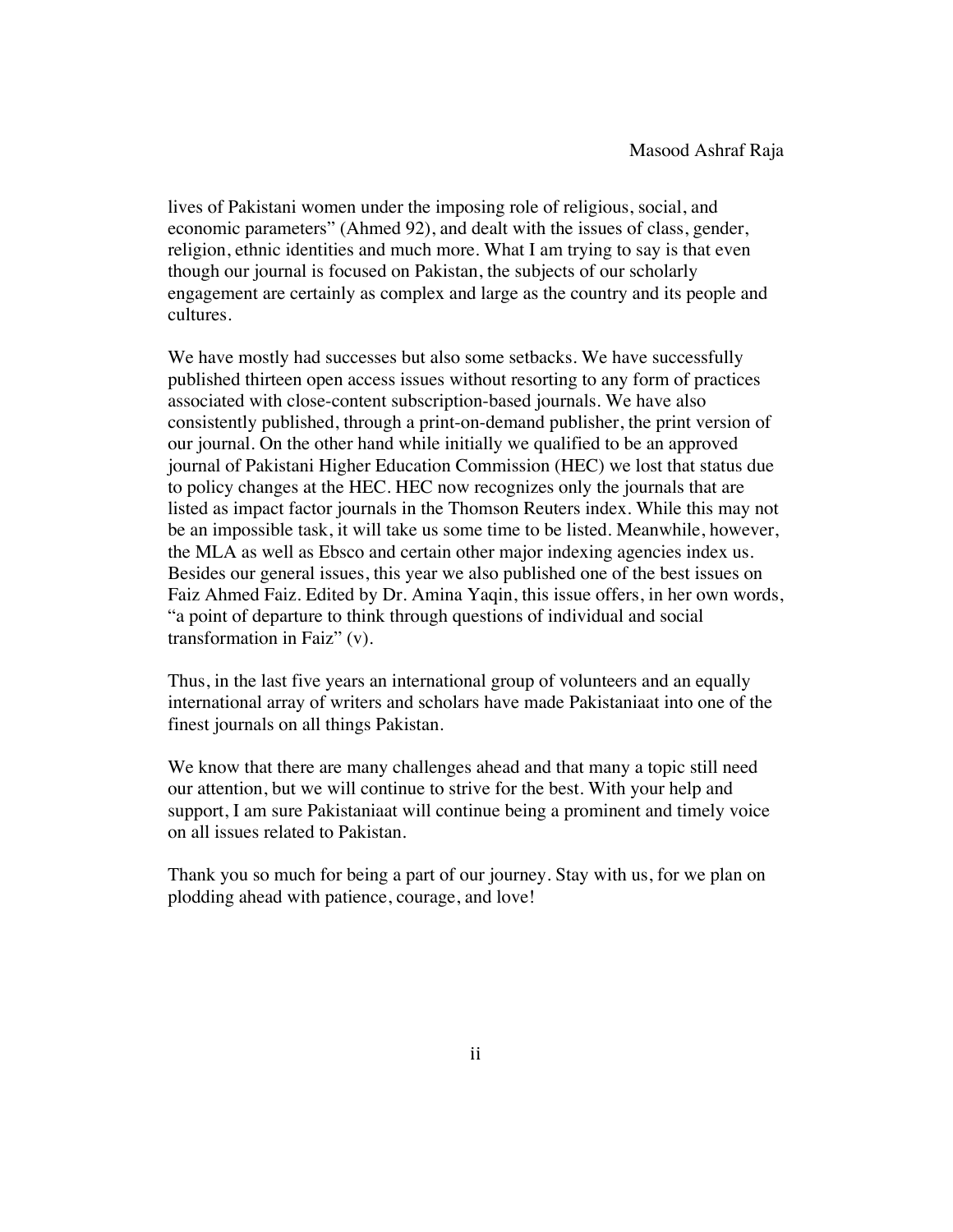lives of Pakistani women under the imposing role of religious, social, and economic parameters" (Ahmed 92), and dealt with the issues of class, gender, religion, ethnic identities and much more. What I am trying to say is that even though our journal is focused on Pakistan, the subjects of our scholarly engagement are certainly as complex and large as the country and its people and cultures.

We have mostly had successes but also some setbacks. We have successfully published thirteen open access issues without resorting to any form of practices associated with close-content subscription-based journals. We have also consistently published, through a print-on-demand publisher, the print version of our journal. On the other hand while initially we qualified to be an approved journal of Pakistani Higher Education Commission (HEC) we lost that status due to policy changes at the HEC. HEC now recognizes only the journals that are listed as impact factor journals in the Thomson Reuters index. While this may not be an impossible task, it will take us some time to be listed. Meanwhile, however, the MLA as well as Ebsco and certain other major indexing agencies index us. Besides our general issues, this year we also published one of the best issues on Faiz Ahmed Faiz. Edited by Dr. Amina Yaqin, this issue offers, in her own words, "a point of departure to think through questions of individual and social transformation in Faiz" (v).

Thus, in the last five years an international group of volunteers and an equally international array of writers and scholars have made Pakistaniaat into one of the finest journals on all things Pakistan.

We know that there are many challenges ahead and that many a topic still need our attention, but we will continue to strive for the best. With your help and support, I am sure Pakistaniaat will continue being a prominent and timely voice on all issues related to Pakistan.

Thank you so much for being a part of our journey. Stay with us, for we plan on plodding ahead with patience, courage, and love!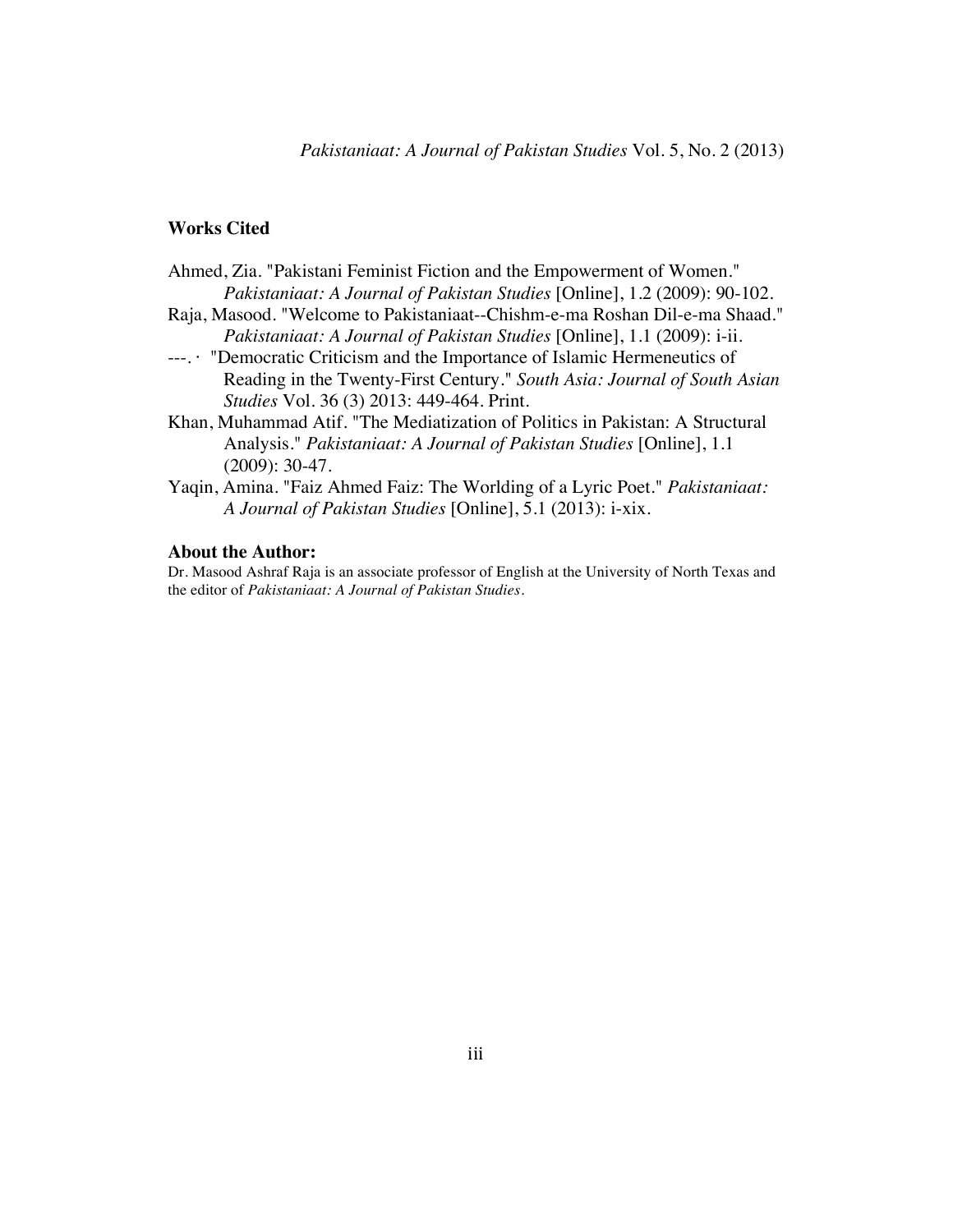## Works Cited

Ahmed, Zia. "Pakistani Feminist Fiction and the Empowerment of Women." *Pakistaniaat: A Journal of Pakistan Studies* [Online], 1.2 (2009): 90-102.

Raja, Masood. "Welcome to Pakistaniaat--Chishm-e-ma Roshan Dil-e-ma Shaad." *Pakistaniaat: A Journal of Pakistan Studies* [Online], 1.1 (2009): i-ii.

---. · "Democratic Criticism and the Importance of Islamic Hermeneutics of Reading in the Twenty-First Century." *South Asia: Journal of South Asian Studies* Vol. 36 (3) 2013: 449-464. Print.

Khan, Muhammad Atif. "The Mediatization of Politics in Pakistan: A Structural Analysis." *Pakistaniaat: A Journal of Pakistan Studies* [Online], 1.1 (2009): 30-47.

Yaqin, Amina. "Faiz Ahmed Faiz: The Worlding of a Lyric Poet." *Pakistaniaat: A Journal of Pakistan Studies* [Online], 5.1 (2013): i-xix.

### About the Author:

Dr. Masood Ashraf Raja is an associate professor of English at the University of North Texas and the editor of *Pakistaniaat: A Journal of Pakistan Studies*.